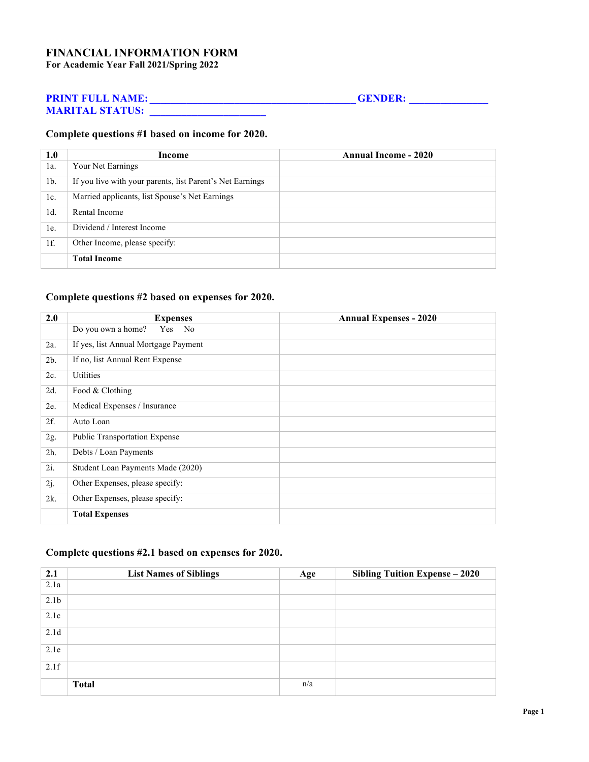# FINANCIAL INFORMATION FORM

**For Academic Year Fall 2021/Spring 2022**

**PRINT FULL NAME: _____________________________________ GENDER: ______________**
**MARITAL STATUS: _____________________**

### Complete questions #1 based on income for 2020.

| 1.0 | Income | Annual Income - 2020 |
|---|---|---|
| 1a. | Your Net Earnings | |
| 1b. | If you live with your parents, list Parent's Net Earnings | |
| 1c. | Married applicants, list Spouse's Net Earnings | |
| 1d. | Rental Income | |
| 1e. | Dividend / Interest Income | |
| 1f. | Other Income, please specify: | |
| | **Total Income** | |

### Complete questions #2 based on expenses for 2020.

| 2.0 | Expenses | Annual Expenses - 2020 |
|---|---|---|
| | Do you own a home? Yes No | |
| 2a. | If yes, list Annual Mortgage Payment | |
| 2b. | If no, list Annual Rent Expense | |
| 2c. | Utilities | |
| 2d. | Food & Clothing | |
| 2e. | Medical Expenses / Insurance | |
| 2f. | Auto Loan | |
| 2g. | Public Transportation Expense | |
| 2h. | Debts / Loan Payments | |
| 2i. | Student Loan Payments Made (2020) | |
| 2j. | Other Expenses, please specify: | |
| 2k. | Other Expenses, please specify: | |
| | **Total Expenses** | |

### Complete questions #2.1 based on expenses for 2020.

| 2.1 | List Names of Siblings | Age | Sibling Tuition Expense – 2020 |
|---|---|---|---|
| 2.1a | | | |
| 2.1b | | | |
| 2.1c | | | |
| 2.1d | | | |
| 2.1e | | | |
| 2.1f | | | |
| | **Total** | n/a | |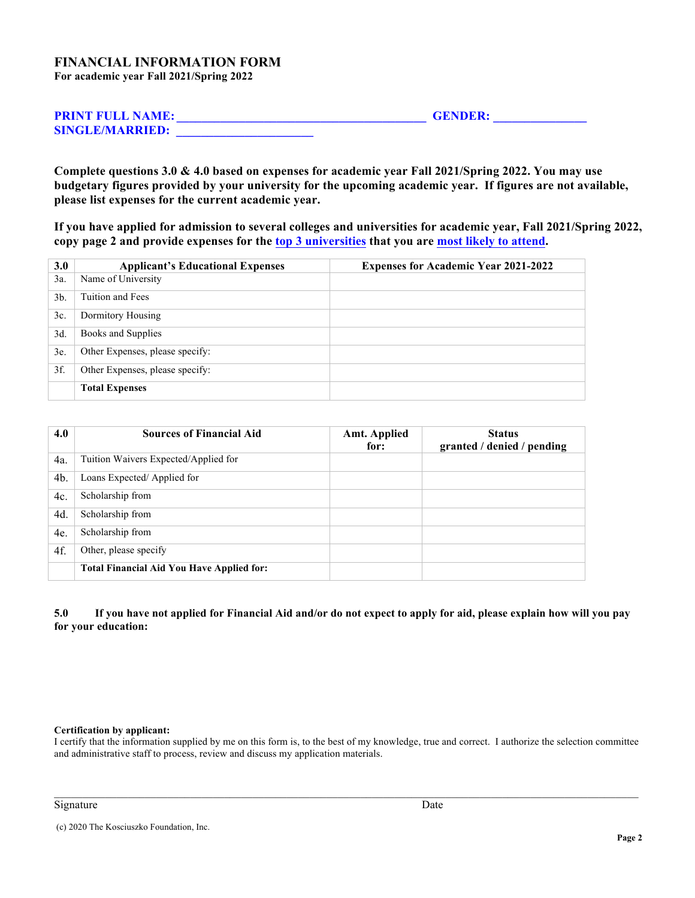# FINANCIAL INFORMATION FORM

**For academic year Fall 2021/Spring 2022**

**PRINT FULL NAME: \_\_\_\_\_\_\_\_\_\_\_\_\_\_\_\_\_\_\_\_\_\_\_\_\_\_\_\_\_\_\_\_\_\_\_\_\_\_\_\_ GENDER: \_\_\_\_\_\_\_\_\_\_\_\_\_\_\_**
**SINGLE/MARRIED: \_\_\_\_\_\_\_\_\_\_\_\_\_\_\_\_\_\_\_\_\_\_**

**Complete questions 3.0 & 4.0 based on expenses for academic year Fall 2021/Spring 2022. You may use budgetary figures provided by your university for the upcoming academic year. If figures are not available, please list expenses for the current academic year.**

**If you have applied for admission to several colleges and universities for academic year, Fall 2021/Spring 2022, copy page 2 and provide expenses for the top 3 universities that you are most likely to attend.**

| 3.0 | Applicant's Educational Expenses | Expenses for Academic Year 2021-2022 |
|---|---|---|
| 3a. | Name of University | |
| 3b. | Tuition and Fees | |
| 3c. | Dormitory Housing | |
| 3d. | Books and Supplies | |
| 3e. | Other Expenses, please specify: | |
| 3f. | Other Expenses, please specify: | |
| | **Total Expenses** | |

| 4.0 | Sources of Financial Aid | Amt. Applied for: | Status granted / denied / pending |
|---|---|---|---|
| 4a. | Tuition Waivers Expected/Applied for | | |
| 4b. | Loans Expected/ Applied for | | |
| 4c. | Scholarship from | | |
| 4d. | Scholarship from | | |
| 4e. | Scholarship from | | |
| 4f. | Other, please specify | | |
| | **Total Financial Aid You Have Applied for:** | | |

**5.0 If you have not applied for Financial Aid and/or do not expect to apply for aid, please explain how will you pay for your education:**

**Certification by applicant:**

I certify that the information supplied by me on this form is, to the best of my knowledge, true and correct. I authorize the selection committee and administrative staff to process, review and discuss my application materials.

\_\_\_\_\_\_\_\_\_\_\_\_\_\_\_\_\_\_\_\_\_\_\_\_\_\_\_\_\_\_\_\_\_\_\_\_\_\_\_\_\_\_\_\_\_\_\_\_\_\_\_\_\_\_\_\_\_\_\_\_\_\_\_\_\_\_\_\_\_\_\_\_\_\_\_\_\_\_\_\_

Signature Date

(c) 2020 The Kosciuszko Foundation, Inc.